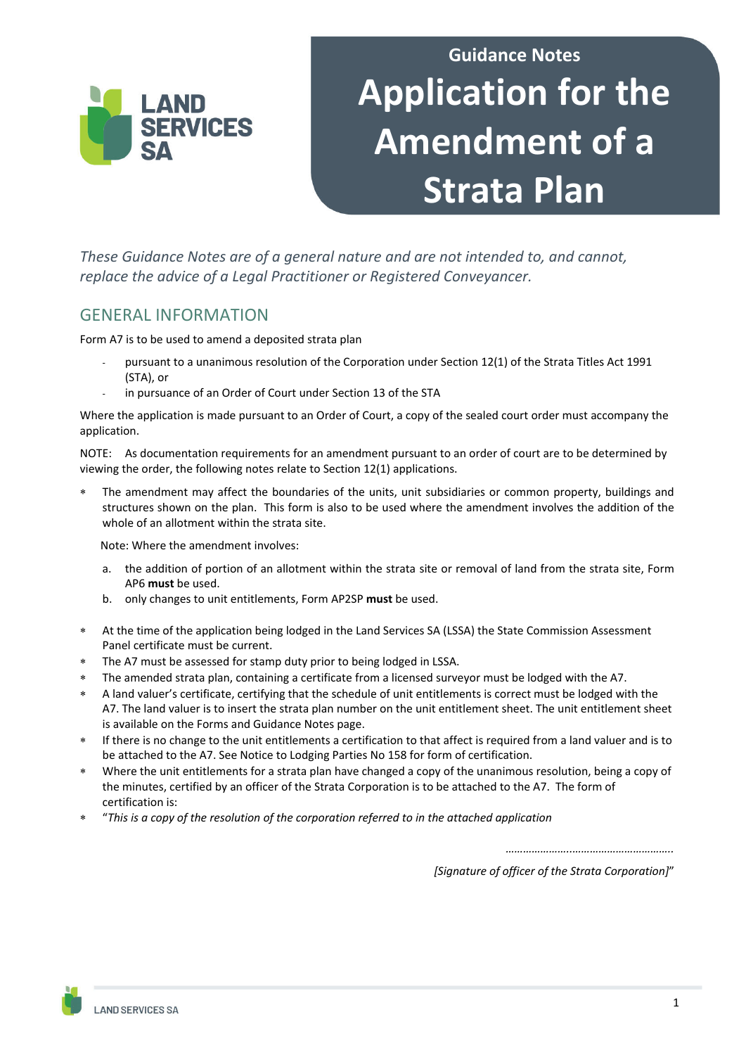# Guidance Notes

# Application for the Amendment of a Strata Plan

*These Guidance Notes are of a general nature and are not intended to, and cannot, replace the advice of a Legal Practitioner or Registered Conveyancer.*

## GENERAL INFORMATION

Form A7 is to be used to amend a deposited strata plan

- pursuant to a unanimous resolution of the Corporation under Section 12(1) of the Strata Titles Act 1991 (STA), or
- in pursuance of an Order of Court under Section 13 of the STA

Where the application is made pursuant to an Order of Court, a copy of the sealed court order must accompany the application.

NOTE: As documentation requirements for an amendment pursuant to an order of court are to be determined by viewing the order, the following notes relate to Section 12(1) applications.

- The amendment may affect the boundaries of the units, unit subsidiaries or common property, buildings and structures shown on the plan. This form is also to be used where the amendment involves the addition of the whole of an allotment within the strata site.

  Note: Where the amendment involves:

  a. the addition of portion of an allotment within the strata site or removal of land from the strata site, Form AP6 **must** be used.
  b. only changes to unit entitlements, Form AP2SP **must** be used.

- At the time of the application being lodged in the Land Services SA (LSSA) the State Commission Assessment Panel certificate must be current.
- The A7 must be assessed for stamp duty prior to being lodged in LSSA.
- The amended strata plan, containing a certificate from a licensed surveyor must be lodged with the A7.
- A land valuer's certificate, certifying that the schedule of unit entitlements is correct must be lodged with the A7. The land valuer is to insert the strata plan number on the unit entitlement sheet. The unit entitlement sheet is available on the Forms and Guidance Notes page.
- If there is no change to the unit entitlements a certification to that affect is required from a land valuer and is to be attached to the A7. See Notice to Lodging Parties No 158 for form of certification.
- Where the unit entitlements for a strata plan have changed a copy of the unanimous resolution, being a copy of the minutes, certified by an officer of the Strata Corporation is to be attached to the A7. The form of certification is:
- "*This is a copy of the resolution of the corporation referred to in the attached application*

  ……………………………………………….

  *[Signature of officer of the Strata Corporation]*"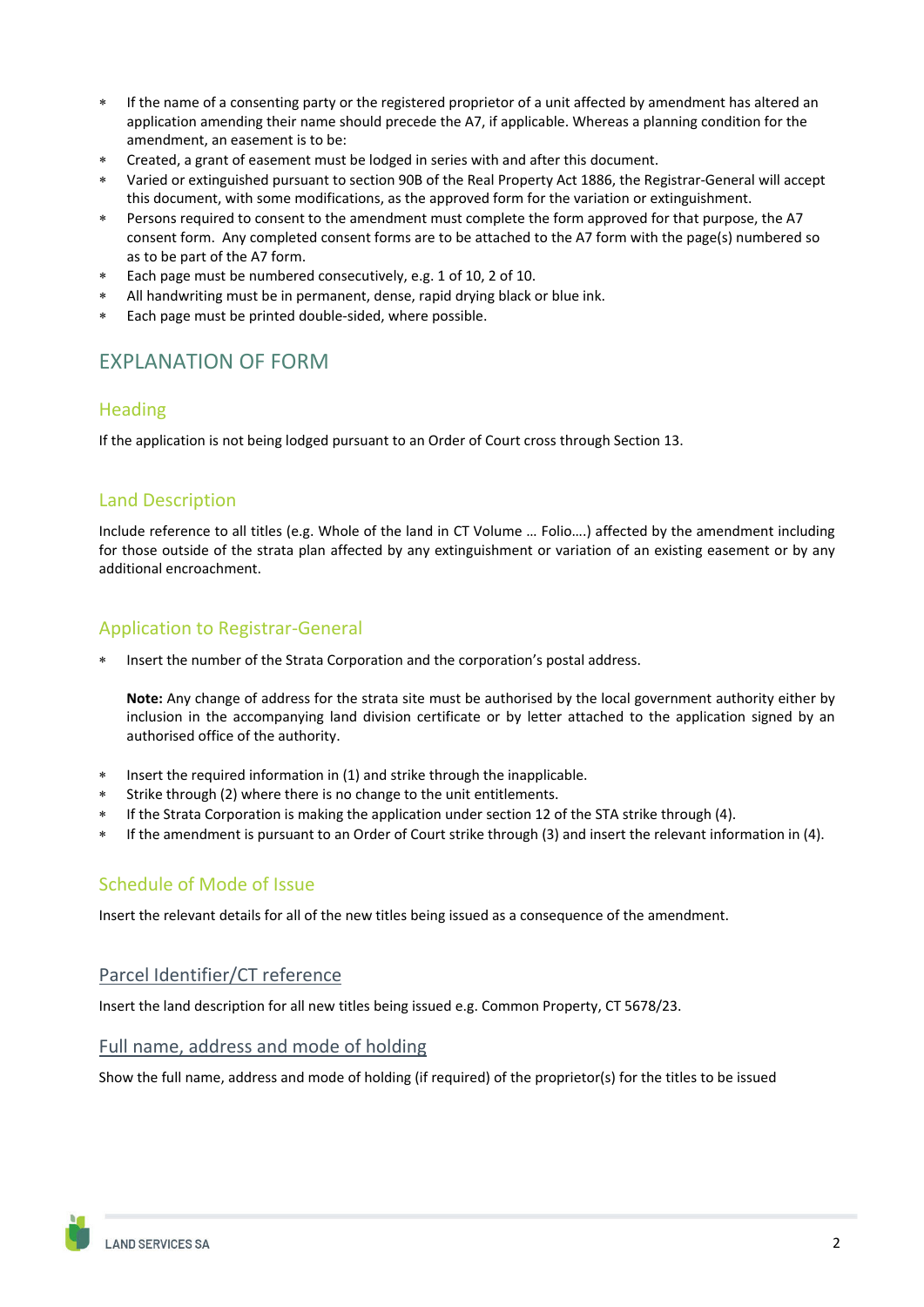- If the name of a consenting party or the registered proprietor of a unit affected by amendment has altered an application amending their name should precede the A7, if applicable. Whereas a planning condition for the amendment, an easement is to be:
- Created, a grant of easement must be lodged in series with and after this document.
- Varied or extinguished pursuant to section 90B of the Real Property Act 1886, the Registrar-General will accept this document, with some modifications, as the approved form for the variation or extinguishment.
- Persons required to consent to the amendment must complete the form approved for that purpose, the A7 consent form. Any completed consent forms are to be attached to the A7 form with the page(s) numbered so as to be part of the A7 form.
- Each page must be numbered consecutively, e.g. 1 of 10, 2 of 10.
- All handwriting must be in permanent, dense, rapid drying black or blue ink.
- Each page must be printed double-sided, where possible.

# EXPLANATION OF FORM

## Heading

If the application is not being lodged pursuant to an Order of Court cross through Section 13.

## Land Description

Include reference to all titles (e.g. Whole of the land in CT Volume … Folio….) affected by the amendment including for those outside of the strata plan affected by any extinguishment or variation of an existing easement or by any additional encroachment.

## Application to Registrar-General

- Insert the number of the Strata Corporation and the corporation's postal address.

  **Note:** Any change of address for the strata site must be authorised by the local government authority either by inclusion in the accompanying land division certificate or by letter attached to the application signed by an authorised office of the authority.

- Insert the required information in (1) and strike through the inapplicable.
- Strike through (2) where there is no change to the unit entitlements.
- If the Strata Corporation is making the application under section 12 of the STA strike through (4).
- If the amendment is pursuant to an Order of Court strike through (3) and insert the relevant information in (4).

## Schedule of Mode of Issue

Insert the relevant details for all of the new titles being issued as a consequence of the amendment.

### Parcel Identifier/CT reference

Insert the land description for all new titles being issued e.g. Common Property, CT 5678/23.

### Full name, address and mode of holding

Show the full name, address and mode of holding (if required) of the proprietor(s) for the titles to be issued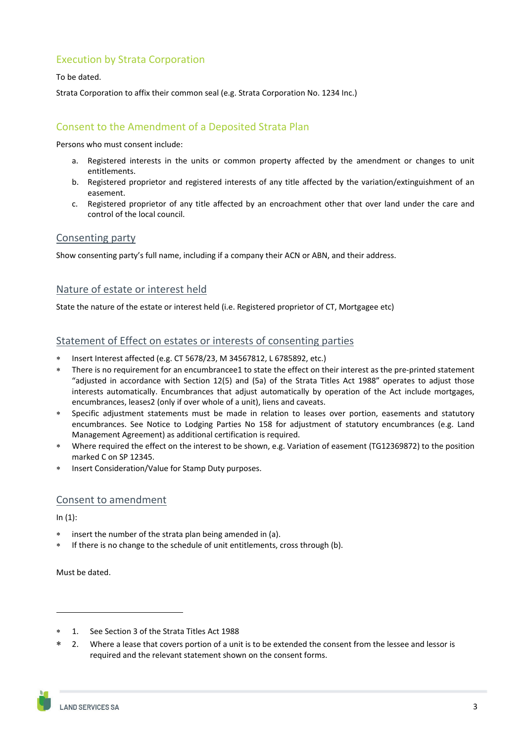## Execution by Strata Corporation

To be dated.

Strata Corporation to affix their common seal (e.g. Strata Corporation No. 1234 Inc.)

## Consent to the Amendment of a Deposited Strata Plan

Persons who must consent include:

a. Registered interests in the units or common property affected by the amendment or changes to unit entitlements.
b. Registered proprietor and registered interests of any title affected by the variation/extinguishment of an easement.
c. Registered proprietor of any title affected by an encroachment other that over land under the care and control of the local council.

### Consenting party

Show consenting party's full name, including if a company their ACN or ABN, and their address.

### Nature of estate or interest held

State the nature of the estate or interest held (i.e. Registered proprietor of CT, Mortgagee etc)

### Statement of Effect on estates or interests of consenting parties

- Insert Interest affected (e.g. CT 5678/23, M 34567812, L 6785892, etc.)
- There is no requirement for an encumbrancee[1] to state the effect on their interest as the pre-printed statement "adjusted in accordance with Section 12(5) and (5a) of the Strata Titles Act 1988" operates to adjust those interests automatically. Encumbrances that adjust automatically by operation of the Act include mortgages, encumbrances, leases[2] (only if over whole of a unit), liens and caveats.
- Specific adjustment statements must be made in relation to leases over portion, easements and statutory encumbrances. See Notice to Lodging Parties No 158 for adjustment of statutory encumbrances (e.g. Land Management Agreement) as additional certification is required.
- Where required the effect on the interest to be shown, e.g. Variation of easement (TG12369872) to the position marked C on SP 12345.
- Insert Consideration/Value for Stamp Duty purposes.

### Consent to amendment

In (1):

- insert the number of the strata plan being amended in (a).
- If there is no change to the schedule of unit entitlements, cross through (b).

Must be dated.

---

1. See Section 3 of the Strata Titles Act 1988
2. Where a lease that covers portion of a unit is to be extended the consent from the lessee and lessor is required and the relevant statement shown on the consent forms.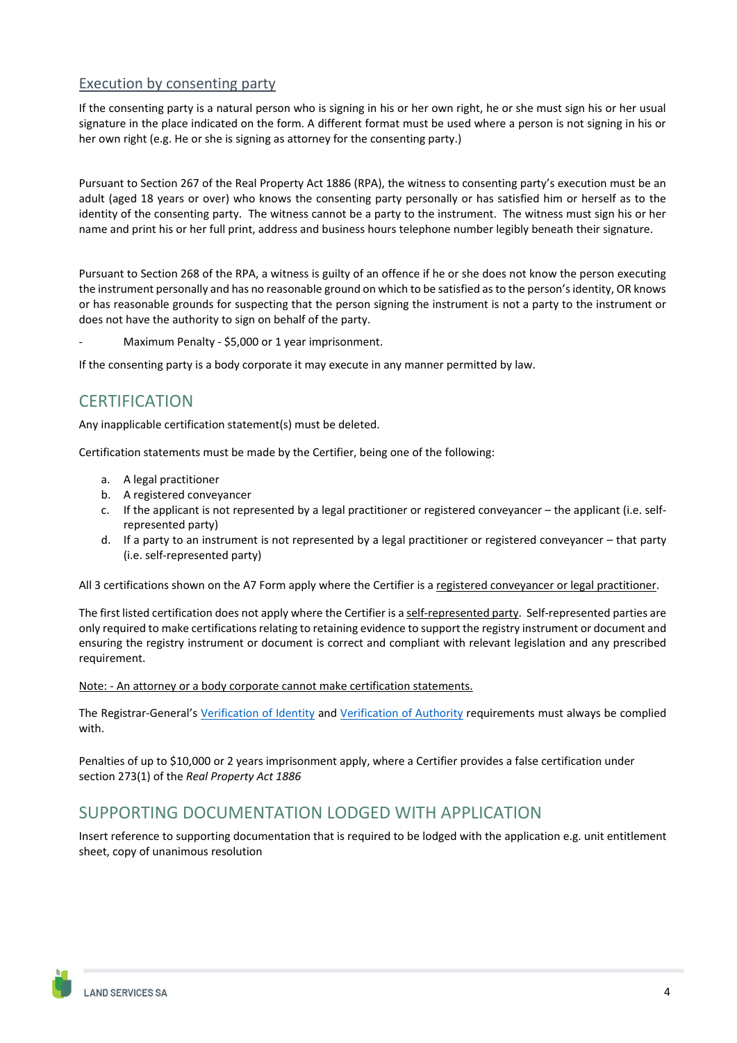## Execution by consenting party

If the consenting party is a natural person who is signing in his or her own right, he or she must sign his or her usual signature in the place indicated on the form. A different format must be used where a person is not signing in his or her own right (e.g. He or she is signing as attorney for the consenting party.)

Pursuant to Section 267 of the Real Property Act 1886 (RPA), the witness to consenting party's execution must be an adult (aged 18 years or over) who knows the consenting party personally or has satisfied him or herself as to the identity of the consenting party. The witness cannot be a party to the instrument. The witness must sign his or her name and print his or her full print, address and business hours telephone number legibly beneath their signature.

Pursuant to Section 268 of the RPA, a witness is guilty of an offence if he or she does not know the person executing the instrument personally and has no reasonable ground on which to be satisfied as to the person's identity, OR knows or has reasonable grounds for suspecting that the person signing the instrument is not a party to the instrument or does not have the authority to sign on behalf of the party.

- Maximum Penalty - $5,000 or 1 year imprisonment.

If the consenting party is a body corporate it may execute in any manner permitted by law.

# CERTIFICATION

Any inapplicable certification statement(s) must be deleted.

Certification statements must be made by the Certifier, being one of the following:

a. A legal practitioner
b. A registered conveyancer
c. If the applicant is not represented by a legal practitioner or registered conveyancer – the applicant (i.e. self-represented party)
d. If a party to an instrument is not represented by a legal practitioner or registered conveyancer – that party (i.e. self-represented party)

All 3 certifications shown on the A7 Form apply where the Certifier is a registered conveyancer or legal practitioner.

The first listed certification does not apply where the Certifier is a self-represented party. Self-represented parties are only required to make certifications relating to retaining evidence to support the registry instrument or document and ensuring the registry instrument or document is correct and compliant with relevant legislation and any prescribed requirement.

Note: - An attorney or a body corporate cannot make certification statements.

The Registrar-General's Verification of Identity and Verification of Authority requirements must always be complied with.

Penalties of up to $10,000 or 2 years imprisonment apply, where a Certifier provides a false certification under section 273(1) of the *Real Property Act 1886*

# SUPPORTING DOCUMENTATION LODGED WITH APPLICATION

Insert reference to supporting documentation that is required to be lodged with the application e.g. unit entitlement sheet, copy of unanimous resolution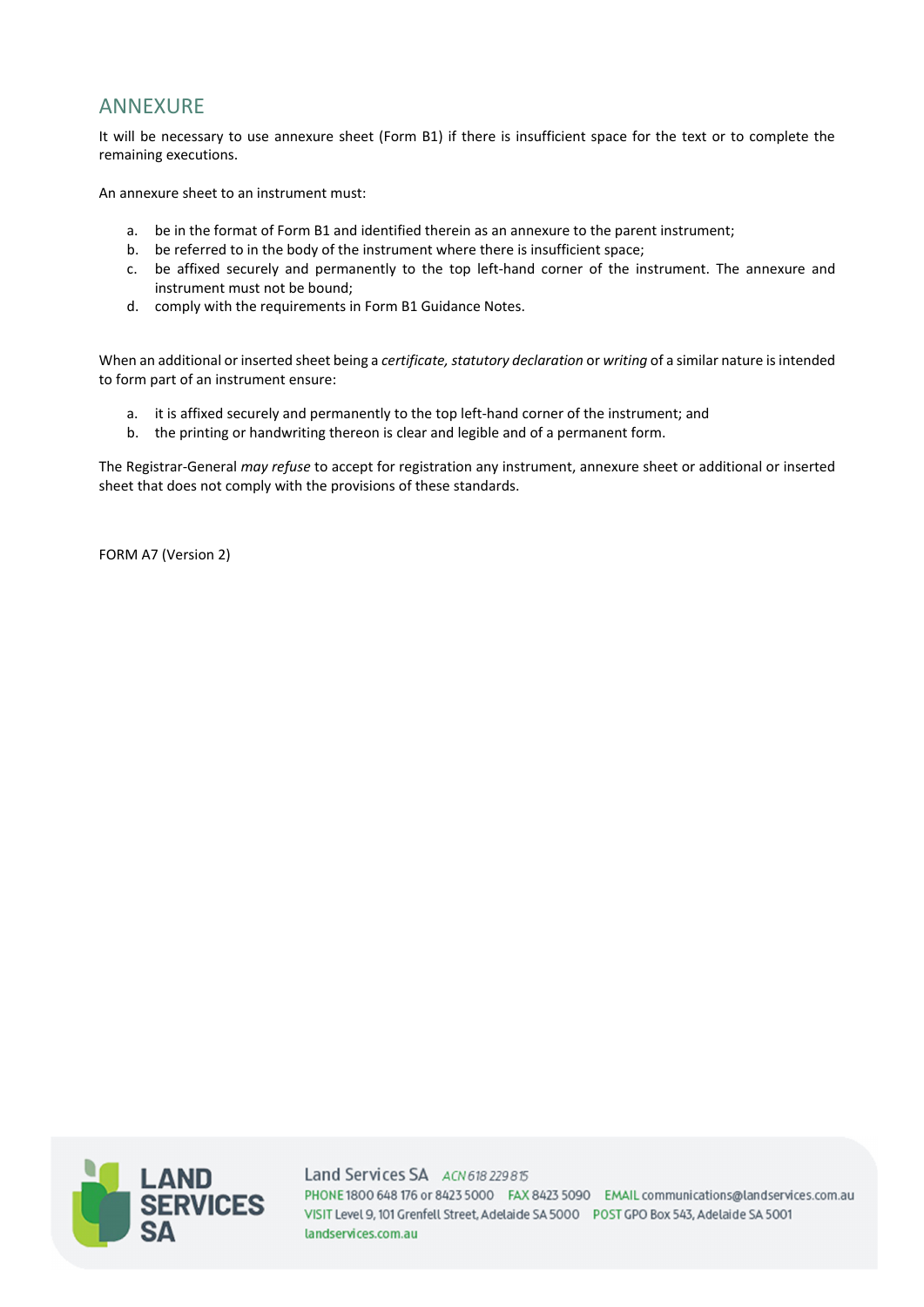## ANNEXURE

It will be necessary to use annexure sheet (Form B1) if there is insufficient space for the text or to complete the remaining executions.

An annexure sheet to an instrument must:

a. be in the format of Form B1 and identified therein as an annexure to the parent instrument;
b. be referred to in the body of the instrument where there is insufficient space;
c. be affixed securely and permanently to the top left-hand corner of the instrument. The annexure and instrument must not be bound;
d. comply with the requirements in Form B1 Guidance Notes.

When an additional or inserted sheet being a *certificate, statutory declaration* or *writing* of a similar nature is intended to form part of an instrument ensure:

a. it is affixed securely and permanently to the top left-hand corner of the instrument; and
b. the printing or handwriting thereon is clear and legible and of a permanent form.

The Registrar-General *may refuse* to accept for registration any instrument, annexure sheet or additional or inserted sheet that does not comply with the provisions of these standards.

FORM A7 (Version 2)